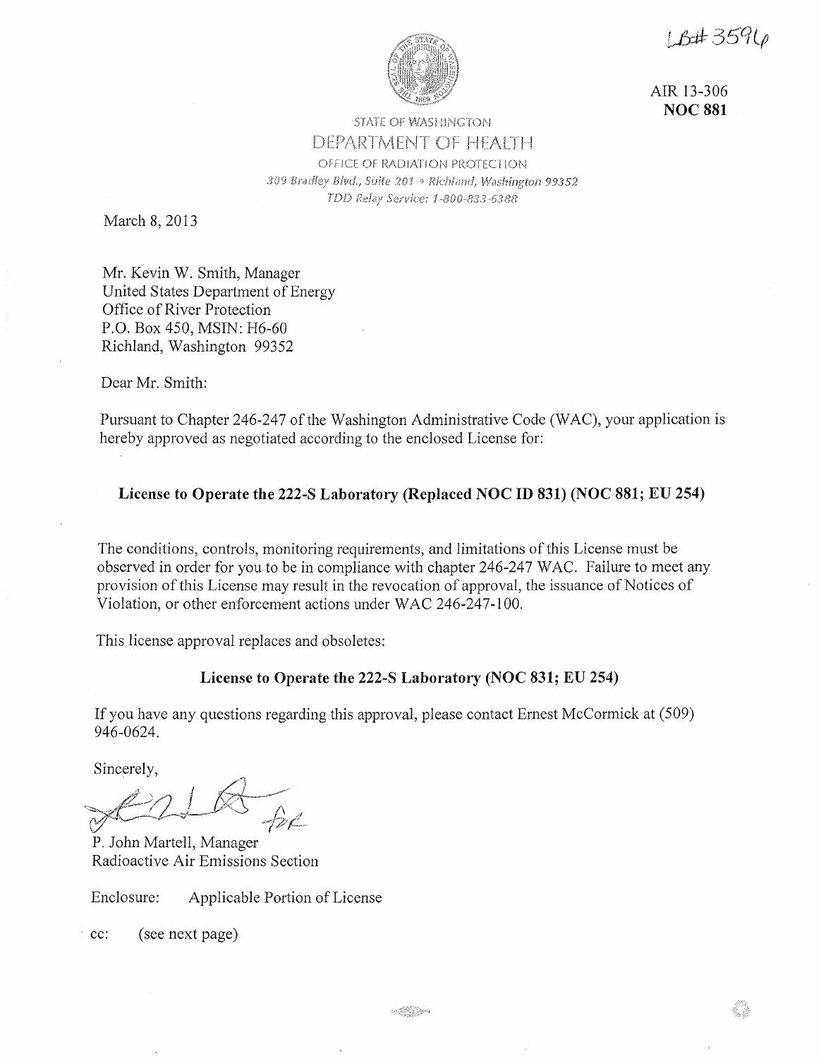LB# 3596

AIR 13-306
**NOC 881**

STATE OF WASHINGTON
DEPARTMENT OF HEALTH
OFFICE OF RADIATION PROTECTION
*309 Bradley Blvd., Suite 201 • Richland, Washington 99352*
*TDD Relay Service: 1-800-833-6388*

March 8, 2013

Mr. Kevin W. Smith, Manager
United States Department of Energy
Office of River Protection
P.O. Box 450, MSIN: H6-60
Richland, Washington 99352

Dear Mr. Smith:

Pursuant to Chapter 246-247 of the Washington Administrative Code (WAC), your application is hereby approved as negotiated according to the enclosed License for:

**License to Operate the 222-S Laboratory (Replaced NOC ID 831) (NOC 881; EU 254)**

The conditions, controls, monitoring requirements, and limitations of this License must be observed in order for you to be in compliance with chapter 246-247 WAC. Failure to meet any provision of this License may result in the revocation of approval, the issuance of Notices of Violation, or other enforcement actions under WAC 246-247-100.

This license approval replaces and obsoletes:

**License to Operate the 222-S Laboratory (NOC 831; EU 254)**

If you have any questions regarding this approval, please contact Ernest McCormick at (509) 946-0624.

Sincerely,

for

P. John Martell, Manager
Radioactive Air Emissions Section

Enclosure: Applicable Portion of License

cc: (see next page)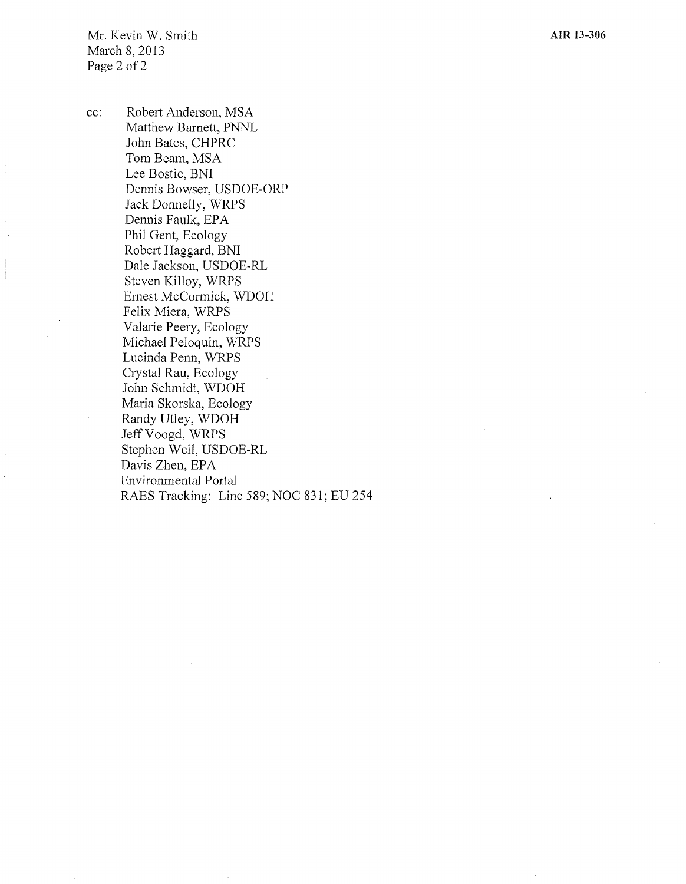cc: Robert Anderson, MSA
Matthew Barnett, PNNL
John Bates, CHPRC
Tom Beam, MSA
Lee Bostic, BNI
Dennis Bowser, USDOE-ORP
Jack Donnelly, WRPS
Dennis Faulk, EPA
Phil Gent, Ecology
Robert Haggard, BNI
Dale Jackson, USDOE-RL
Steven Killoy, WRPS
Ernest McCormick, WDOH
Felix Miera, WRPS
Valarie Peery, Ecology
Michael Peloquin, WRPS
Lucinda Penn, WRPS
Crystal Rau, Ecology
John Schmidt, WDOH
Maria Skorska, Ecology
Randy Utley, WDOH
Jeff Voogd, WRPS
Stephen Weil, USDOE-RL
Davis Zhen, EPA
Environmental Portal
RAES Tracking: Line 589; NOC 831; EU 254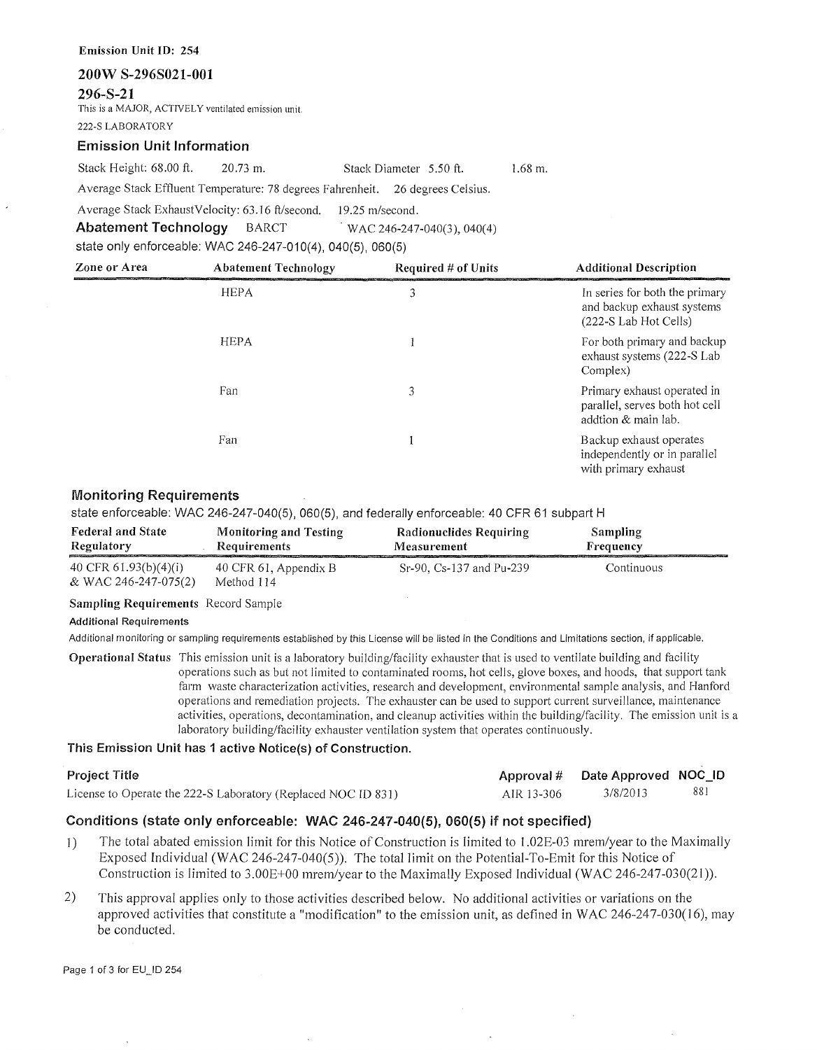**Emission Unit ID: 254**

## 200W S-296S021-001

## 296-S-21

This is a MAJOR, ACTIVELY ventilated emission unit.

222-S LABORATORY

### Emission Unit Information

Stack Height: 68.00 ft. 20.73 m. Stack Diameter 5.50 ft. 1.68 m.

Average Stack Effluent Temperature: 78 degrees Fahrenheit. 26 degrees Celsius.

Average Stack ExhaustVelocity: 63.16 ft/second. 19.25 m/second.

**Abatement Technology** BARCT WAC 246-247-040(3), 040(4)

state only enforceable: WAC 246-247-010(4), 040(5), 060(5)

| Zone or Area | Abatement Technology | Required # of Units | Additional Description |
|---|---|---|---|
| | HEPA | 3 | In series for both the primary and backup exhaust systems (222-S Lab Hot Cells) |
| | HEPA | 1 | For both primary and backup exhaust systems (222-S Lab Complex) |
| | Fan | 3 | Primary exhaust operated in parallel, serves both hot cell addtion & main lab. |
| | Fan | 1 | Backup exhaust operates independently or in parallel with primary exhaust |

### Monitoring Requirements

state enforceable: WAC 246-247-040(5), 060(5), and federally enforceable: 40 CFR 61 subpart H

| Federal and State Regulatory | Monitoring and Testing Requirements | Radionuclides Requiring Measurement | Sampling Frequency |
|---|---|---|---|
| 40 CFR 61.93(b)(4)(i) & WAC 246-247-075(2) | 40 CFR 61, Appendix B Method 114 | Sr-90, Cs-137 and Pu-239 | Continuous |

**Sampling Requirements** Record Sample

**Additional Requirements**

Additional monitoring or sampling requirements established by this License will be listed in the Conditions and Limitations section, if applicable.

**Operational Status** This emission unit is a laboratory building/facility exhauster that is used to ventilate building and facility operations such as but not limited to contaminated rooms, hot cells, glove boxes, and hoods, that support tank farm waste characterization activities, research and development, environmental sample analysis, and Hanford operations and remediation projects. The exhauster can be used to support current surveillance, maintenance activities, operations, decontamination, and cleanup activities within the building/facility. The emission unit is a laboratory building/facility exhauster ventilation system that operates continuously.

**This Emission Unit has 1 active Notice(s) of Construction.**

| Project Title | Approval # | Date Approved | NOC_ID |
|---|---|---|---|
| License to Operate the 222-S Laboratory (Replaced NOC ID 831) | AIR 13-306 | 3/8/2013 | 881 |

### Conditions (state only enforceable: WAC 246-247-040(5), 060(5) if not specified)

1) The total abated emission limit for this Notice of Construction is limited to 1.02E-03 mrem/year to the Maximally Exposed Individual (WAC 246-247-040(5)). The total limit on the Potential-To-Emit for this Notice of Construction is limited to 3.00E+00 mrem/year to the Maximally Exposed Individual (WAC 246-247-030(21)).

2) This approval applies only to those activities described below. No additional activities or variations on the approved activities that constitute a "modification" to the emission unit, as defined in WAC 246-247-030(16), may be conducted.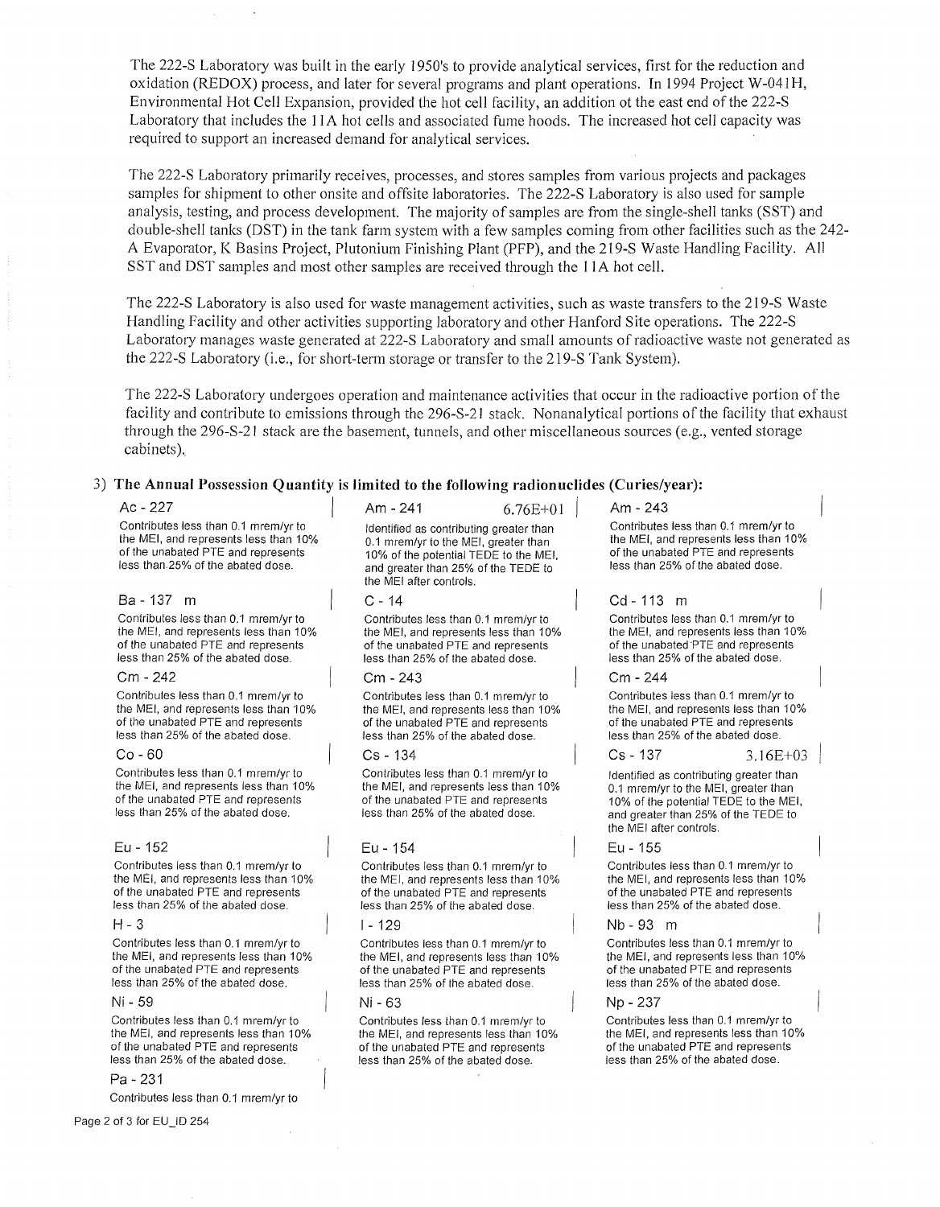The 222-S Laboratory was built in the early 1950's to provide analytical services, first for the reduction and oxidation (REDOX) process, and later for several programs and plant operations. In 1994 Project W-041H, Environmental Hot Cell Expansion, provided the hot cell facility, an addition ot the east end of the 222-S Laboratory that includes the 11A hot cells and associated fume hoods. The increased hot cell capacity was required to support an increased demand for analytical services.

The 222-S Laboratory primarily receives, processes, and stores samples from various projects and packages samples for shipment to other onsite and offsite laboratories. The 222-S Laboratory is also used for sample analysis, testing, and process development. The majority of samples are from the single-shell tanks (SST) and double-shell tanks (DST) in the tank farm system with a few samples coming from other facilities such as the 242-A Evaporator, K Basins Project, Plutonium Finishing Plant (PFP), and the 219-S Waste Handling Facility. All SST and DST samples and most other samples are received through the 11A hot cell.

The 222-S Laboratory is also used for waste management activities, such as waste transfers to the 219-S Waste Handling Facility and other activities supporting laboratory and other Hanford Site operations. The 222-S Laboratory manages waste generated at 222-S Laboratory and small amounts of radioactive waste not generated as the 222-S Laboratory (i.e., for short-term storage or transfer to the 219-S Tank System).

The 222-S Laboratory undergoes operation and maintenance activities that occur in the radioactive portion of the facility and contribute to emissions through the 296-S-21 stack. Nonanalytical portions of the facility that exhaust through the 296-S-21 stack are the basement, tunnels, and other miscellaneous sources (e.g., vented storage cabinets).

3) **The Annual Possession Quantity is limited to the following radionuclides (Curies/year):**

| Radionuclide | Quantity | Description |
|---|---|---|
| Ac - 227 | | Contributes less than 0.1 mrem/yr to the MEI, and represents less than 10% of the unabated PTE and represents less than 25% of the abated dose. |
| Am - 241 | 6.76E+01 | Identified as contributing greater than 0.1 mrem/yr to the MEI, greater than 10% of the potential TEDE to the MEI, and greater than 25% of the TEDE to the MEI after controls. |
| Am - 243 | | Contributes less than 0.1 mrem/yr to the MEI, and represents less than 10% of the unabated PTE and represents less than 25% of the abated dose. |
| Ba - 137 m | | Contributes less than 0.1 mrem/yr to the MEI, and represents less than 10% of the unabated PTE and represents less than 25% of the abated dose. |
| C - 14 | | Contributes less than 0.1 mrem/yr to the MEI, and represents less than 10% of the unabated PTE and represents less than 25% of the abated dose. |
| Cd - 113 m | | Contributes less than 0.1 mrem/yr to the MEI, and represents less than 10% of the unabated PTE and represents less than 25% of the abated dose. |
| Cm - 242 | | Contributes less than 0.1 mrem/yr to the MEI, and represents less than 10% of the unabated PTE and represents less than 25% of the abated dose. |
| Cm - 243 | | Contributes less than 0.1 mrem/yr to the MEI, and represents less than 10% of the unabated PTE and represents less than 25% of the abated dose. |
| Cm - 244 | | Contributes less than 0.1 mrem/yr to the MEI, and represents less than 10% of the unabated PTE and represents less than 25% of the abated dose. |
| Co - 60 | | Contributes less than 0.1 mrem/yr to the MEI, and represents less than 10% of the unabated PTE and represents less than 25% of the abated dose. |
| Cs - 134 | | Contributes less than 0.1 mrem/yr to the MEI, and represents less than 10% of the unabated PTE and represents less than 25% of the abated dose. |
| Cs - 137 | 3.16E+03 | Identified as contributing greater than 0.1 mrem/yr to the MEI, greater than 10% of the potential TEDE to the MEI, and greater than 25% of the TEDE to the MEI after controls. |
| Eu - 152 | | Contributes less than 0.1 mrem/yr to the MEI, and represents less than 10% of the unabated PTE and represents less than 25% of the abated dose. |
| Eu - 154 | | Contributes less than 0.1 mrem/yr to the MEI, and represents less than 10% of the unabated PTE and represents less than 25% of the abated dose. |
| Eu - 155 | | Contributes less than 0.1 mrem/yr to the MEI, and represents less than 10% of the unabated PTE and represents less than 25% of the abated dose. |
| H - 3 | | Contributes less than 0.1 mrem/yr to the MEI, and represents less than 10% of the unabated PTE and represents less than 25% of the abated dose. |
| I - 129 | | Contributes less than 0.1 mrem/yr to the MEI, and represents less than 10% of the unabated PTE and represents less than 25% of the abated dose. |
| Nb - 93 m | | Contributes less than 0.1 mrem/yr to the MEI, and represents less than 10% of the unabated PTE and represents less than 25% of the abated dose. |
| Ni - 59 | | Contributes less than 0.1 mrem/yr to the MEI, and represents less than 10% of the unabated PTE and represents less than 25% of the abated dose. |
| Ni - 63 | | Contributes less than 0.1 mrem/yr to the MEI, and represents less than 10% of the unabated PTE and represents less than 25% of the abated dose. |
| Np - 237 | | Contributes less than 0.1 mrem/yr to the MEI, and represents less than 10% of the unabated PTE and represents less than 25% of the abated dose. |
| Pa - 231 | | Contributes less than 0.1 mrem/yr to |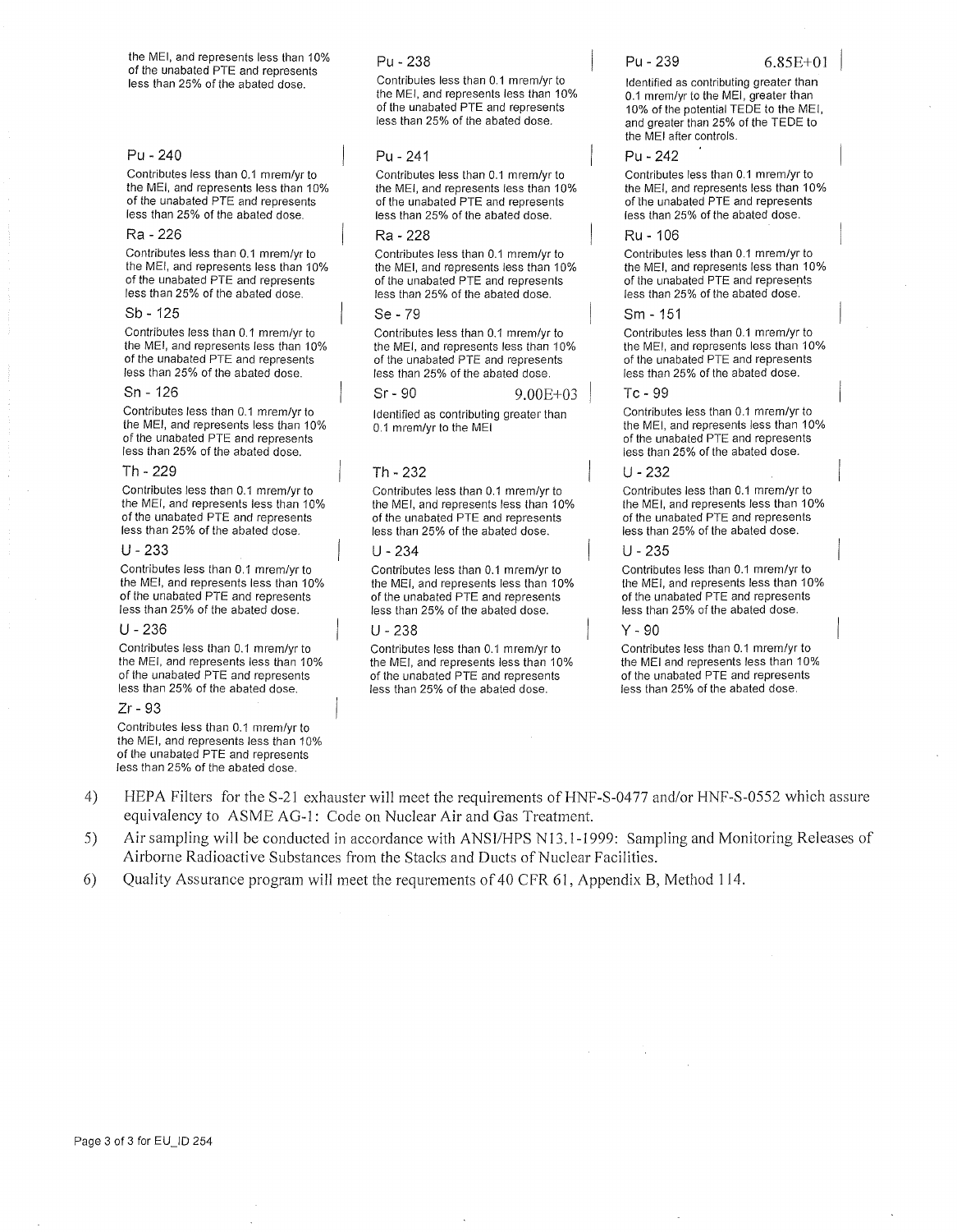the MEI, and represents less than 10% of the unabated PTE and represents less than 25% of the abated dose.

**Pu - 238**

Contributes less than 0.1 mrem/yr to the MEI, and represents less than 10% of the unabated PTE and represents less than 25% of the abated dose.

**Pu - 239** 6.85E+01

Identified as contributing greater than 0.1 mrem/yr to the MEI, greater than 10% of the potential TEDE to the MEI, and greater than 25% of the TEDE to the MEI after controls.

**Pu - 240**

Contributes less than 0.1 mrem/yr to the MEI, and represents less than 10% of the unabated PTE and represents less than 25% of the abated dose.

**Pu - 241**

Contributes less than 0.1 mrem/yr to the MEI, and represents less than 10% of the unabated PTE and represents less than 25% of the abated dose.

**Pu - 242**

Contributes less than 0.1 mrem/yr to the MEI, and represents less than 10% of the unabated PTE and represents less than 25% of the abated dose.

**Ra - 226**

Contributes less than 0.1 mrem/yr to the MEI, and represents less than 10% of the unabated PTE and represents less than 25% of the abated dose.

**Ra - 228**

Contributes less than 0.1 mrem/yr to the MEI, and represents less than 10% of the unabated PTE and represents less than 25% of the abated dose.

**Ru - 106**

Contributes less than 0.1 mrem/yr to the MEI, and represents less than 10% of the unabated PTE and represents less than 25% of the abated dose.

**Sb - 125**

Contributes less than 0.1 mrem/yr to the MEI, and represents less than 10% of the unabated PTE and represents less than 25% of the abated dose.

**Se - 79**

Contributes less than 0.1 mrem/yr to the MEI, and represents less than 10% of the unabated PTE and represents less than 25% of the abated dose.

**Sm - 151**

Contributes less than 0.1 mrem/yr to the MEI, and represents less than 10% of the unabated PTE and represents less than 25% of the abated dose.

**Sn - 126**

Contributes less than 0.1 mrem/yr to the MEI, and represents less than 10% of the unabated PTE and represents less than 25% of the abated dose.

**Sr - 90** 9.00E+03

Identified as contributing greater than 0.1 mrem/yr to the MEI

**Tc - 99**

Contributes less than 0.1 mrem/yr to the MEI, and represents less than 10% of the unabated PTE and represents less than 25% of the abated dose.

**Th - 229**

Contributes less than 0.1 mrem/yr to the MEI, and represents less than 10% of the unabated PTE and represents less than 25% of the abated dose.

**Th - 232**

Contributes less than 0.1 mrem/yr to the MEI, and represents less than 10% of the unabated PTE and represents less than 25% of the abated dose.

**U - 232**

Contributes less than 0.1 mrem/yr to the MEI, and represents less than 10% of the unabated PTE and represents less than 25% of the abated dose.

**U - 233**

Contributes less than 0.1 mrem/yr to the MEI, and represents less than 10% of the unabated PTE and represents less than 25% of the abated dose.

**U - 234**

Contributes less than 0.1 mrem/yr to the MEI, and represents less than 10% of the unabated PTE and represents less than 25% of the abated dose.

**U - 235**

Contributes less than 0.1 mrem/yr to the MEI, and represents less than 10% of the unabated PTE and represents less than 25% of the abated dose.

**U - 236**

Contributes less than 0.1 mrem/yr to the MEI, and represents less than 10% of the unabated PTE and represents less than 25% of the abated dose.

**U - 238**

Contributes less than 0.1 mrem/yr to the MEI, and represents less than 10% of the unabated PTE and represents less than 25% of the abated dose.

**Y - 90**

Contributes less than 0.1 mrem/yr to the MEI and represents less than 10% of the unabated PTE and represents less than 25% of the abated dose.

**Zr - 93**

Contributes less than 0.1 mrem/yr to the MEI, and represents less than 10% of the unabated PTE and represents less than 25% of the abated dose.

4) HEPA Filters for the S-21 exhauster will meet the requirements of HNF-S-0477 and/or HNF-S-0552 which assure equivalency to ASME AG-1: Code on Nuclear Air and Gas Treatment.
5) Air sampling will be conducted in accordance with ANSI/HPS N13.1-1999: Sampling and Monitoring Releases of Airborne Radioactive Substances from the Stacks and Ducts of Nuclear Facilities.
6) Quality Assurance program will meet the requrements of 40 CFR 61, Appendix B, Method 114.